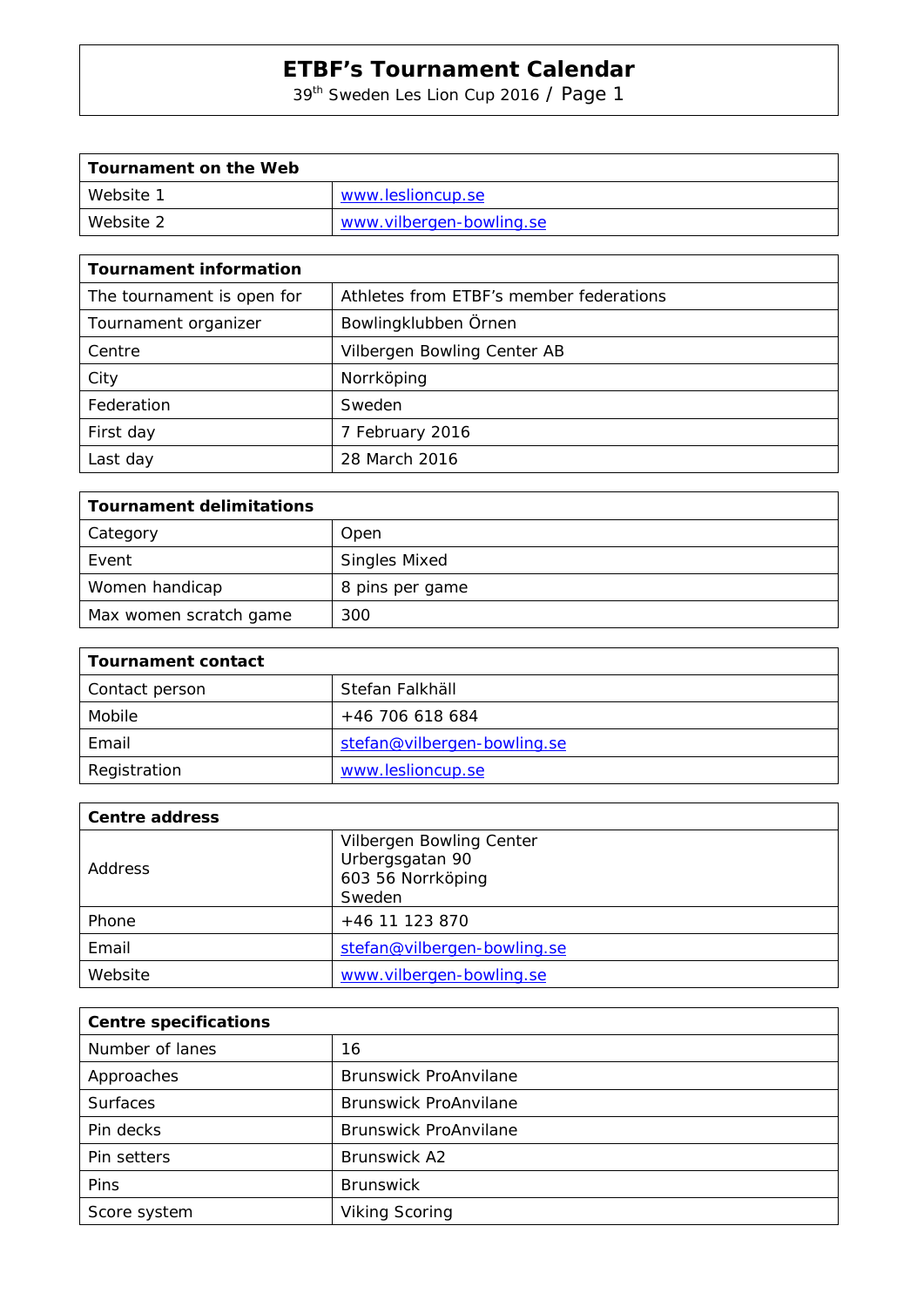# ETBF's Tournament Calendar

39th Sweden Les Lion Cup 2016 / Page 1

| Tournament on the Web | |
|---|---|
| Website 1 | www.leslioncup.se |
| Website 2 | www.vilbergen-bowling.se |

| Tournament information | |
|---|---|
| The tournament is open for | Athletes from ETBF's member federations |
| Tournament organizer | Bowlingklubben Örnen |
| Centre | Vilbergen Bowling Center AB |
| City | Norrköping |
| Federation | Sweden |
| First day | 7 February 2016 |
| Last day | 28 March 2016 |

| Tournament delimitations | |
|---|---|
| Category | Open |
| Event | Singles Mixed |
| Women handicap | 8 pins per game |
| Max women scratch game | 300 |

| Tournament contact | |
|---|---|
| Contact person | Stefan Falkhäll |
| Mobile | +46 706 618 684 |
| Email | stefan@vilbergen-bowling.se |
| Registration | www.leslioncup.se |

| Centre address | |
|---|---|
| Address | Vilbergen Bowling Center<br>Urbergsgatan 90<br>603 56 Norrköping<br>Sweden |
| Phone | +46 11 123 870 |
| Email | stefan@vilbergen-bowling.se |
| Website | www.vilbergen-bowling.se |

| Centre specifications | |
|---|---|
| Number of lanes | 16 |
| Approaches | Brunswick ProAnvilane |
| Surfaces | Brunswick ProAnvilane |
| Pin decks | Brunswick ProAnvilane |
| Pin setters | Brunswick A2 |
| Pins | Brunswick |
| Score system | Viking Scoring |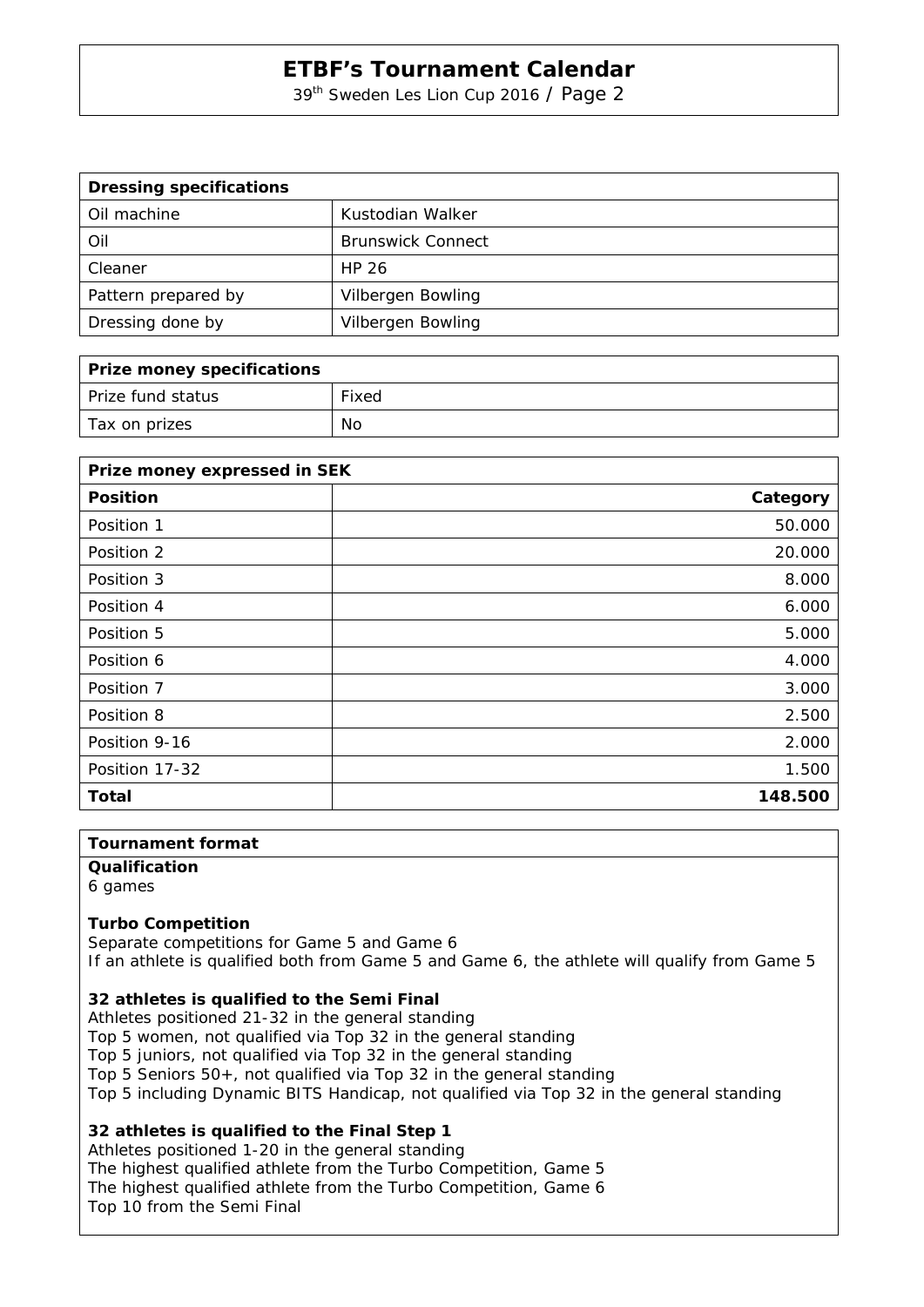| Dressing specifications | |
|---|---|
| Oil machine | Kustodian Walker |
| Oil | Brunswick Connect |
| Cleaner | HP 26 |
| Pattern prepared by | Vilbergen Bowling |
| Dressing done by | Vilbergen Bowling |

| Prize money specifications | |
|---|---|
| Prize fund status | Fixed |
| Tax on prizes | No |

| Prize money expressed in SEK | |
|---|---|
| **Position** | **Category** |
| Position 1 | 50.000 |
| Position 2 | 20.000 |
| Position 3 | 8.000 |
| Position 4 | 6.000 |
| Position 5 | 5.000 |
| Position 6 | 4.000 |
| Position 7 | 3.000 |
| Position 8 | 2.500 |
| Position 9-16 | 2.000 |
| Position 17-32 | 1.500 |
| **Total** | **148.500** |

## Tournament format

**Qualification**
6 games

**Turbo Competition**
Separate competitions for Game 5 and Game 6
If an athlete is qualified both from Game 5 and Game 6, the athlete will qualify from Game 5

**32 athletes is qualified to the Semi Final**
Athletes positioned 21-32 in the general standing
Top 5 women, not qualified via Top 32 in the general standing
Top 5 juniors, not qualified via Top 32 in the general standing
Top 5 Seniors 50+, not qualified via Top 32 in the general standing
Top 5 including Dynamic BITS Handicap, not qualified via Top 32 in the general standing

**32 athletes is qualified to the Final Step 1**
Athletes positioned 1-20 in the general standing
The highest qualified athlete from the Turbo Competition, Game 5
The highest qualified athlete from the Turbo Competition, Game 6
Top 10 from the Semi Final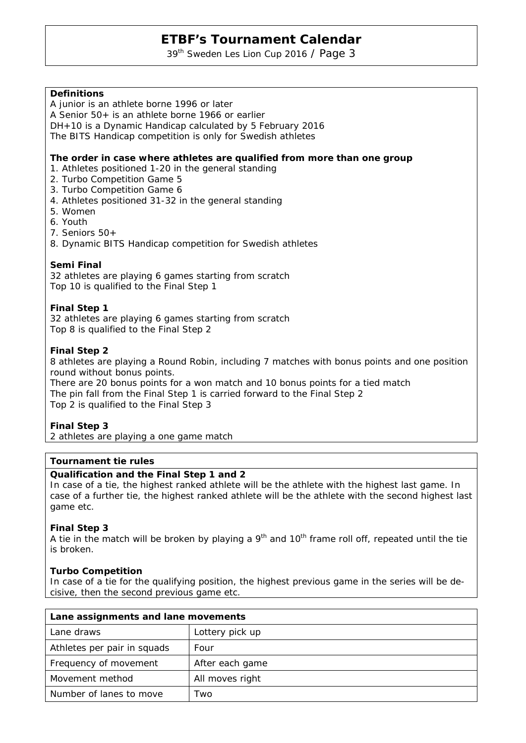**Definitions**

A junior is an athlete borne 1996 or later
A Senior 50+ is an athlete borne 1966 or earlier
DH+10 is a Dynamic Handicap calculated by 5 February 2016
The BITS Handicap competition is only for Swedish athletes

**The order in case where athletes are qualified from more than one group**

1. Athletes positioned 1-20 in the general standing
2. Turbo Competition Game 5
3. Turbo Competition Game 6
4. Athletes positioned 31-32 in the general standing
5. Women
6. Youth
7. Seniors 50+
8. Dynamic BITS Handicap competition for Swedish athletes

**Semi Final**

32 athletes are playing 6 games starting from scratch
Top 10 is qualified to the Final Step 1

**Final Step 1**

32 athletes are playing 6 games starting from scratch
Top 8 is qualified to the Final Step 2

**Final Step 2**

8 athletes are playing a Round Robin, including 7 matches with bonus points and one position round without bonus points.
There are 20 bonus points for a won match and 10 bonus points for a tied match
The pin fall from the Final Step 1 is carried forward to the Final Step 2
Top 2 is qualified to the Final Step 3

**Final Step 3**

2 athletes are playing a one game match

**Tournament tie rules**

**Qualification and the Final Step 1 and 2**

In case of a tie, the highest ranked athlete will be the athlete with the highest last game. In case of a further tie, the highest ranked athlete will be the athlete with the second highest last game etc.

**Final Step 3**

A tie in the match will be broken by playing a 9th and 10th frame roll off, repeated until the tie is broken.

**Turbo Competition**

In case of a tie for the qualifying position, the highest previous game in the series will be decisive, then the second previous game etc.

| Lane assignments and lane movements | |
|---|---|
| Lane draws | Lottery pick up |
| Athletes per pair in squads | Four |
| Frequency of movement | After each game |
| Movement method | All moves right |
| Number of lanes to move | Two |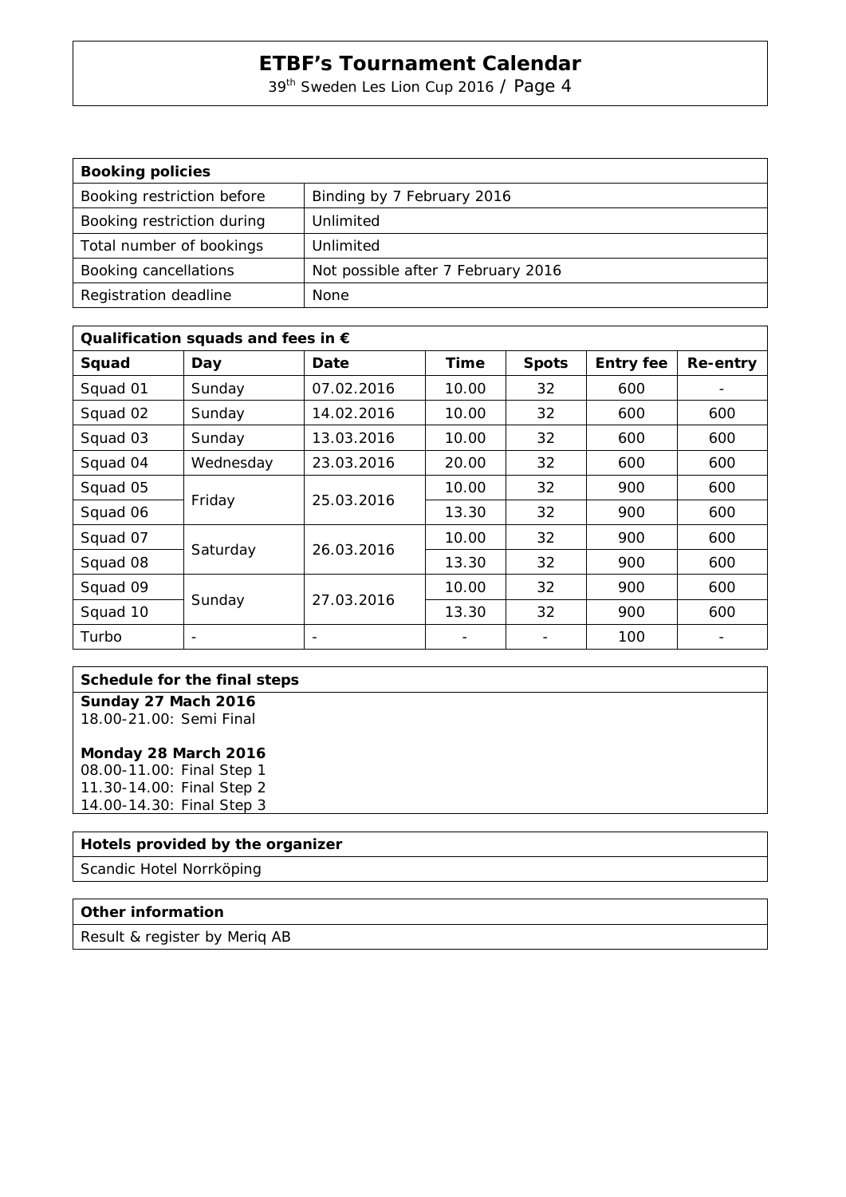# ETBF's Tournament Calendar

39th Sweden Les Lion Cup 2016 / Page 4

| **Booking policies** | |
|---|---|
| Booking restriction before | Binding by 7 February 2016 |
| Booking restriction during | Unlimited |
| Total number of bookings | Unlimited |
| Booking cancellations | Not possible after 7 February 2016 |
| Registration deadline | None |

**Qualification squads and fees in €**

| Squad | Day | Date | Time | Spots | Entry fee | Re-entry |
|---|---|---|---|---|---|---|
| Squad 01 | Sunday | 07.02.2016 | 10.00 | 32 | 600 | - |
| Squad 02 | Sunday | 14.02.2016 | 10.00 | 32 | 600 | 600 |
| Squad 03 | Sunday | 13.03.2016 | 10.00 | 32 | 600 | 600 |
| Squad 04 | Wednesday | 23.03.2016 | 20.00 | 32 | 600 | 600 |
| Squad 05 | Friday | 25.03.2016 | 10.00 | 32 | 900 | 600 |
| Squad 06 | | | 13.30 | 32 | 900 | 600 |
| Squad 07 | Saturday | 26.03.2016 | 10.00 | 32 | 900 | 600 |
| Squad 08 | | | 13.30 | 32 | 900 | 600 |
| Squad 09 | Sunday | 27.03.2016 | 10.00 | 32 | 900 | 600 |
| Squad 10 | | | 13.30 | 32 | 900 | 600 |
| Turbo | - | - | - | - | 100 | - |

**Schedule for the final steps**

**Sunday 27 Mach 2016**
18.00-21.00: Semi Final

**Monday 28 March 2016**
08.00-11.00: Final Step 1
11.30-14.00: Final Step 2
14.00-14.30: Final Step 3

**Hotels provided by the organizer**

Scandic Hotel Norrköping

**Other information**

Result & register by Meriq AB